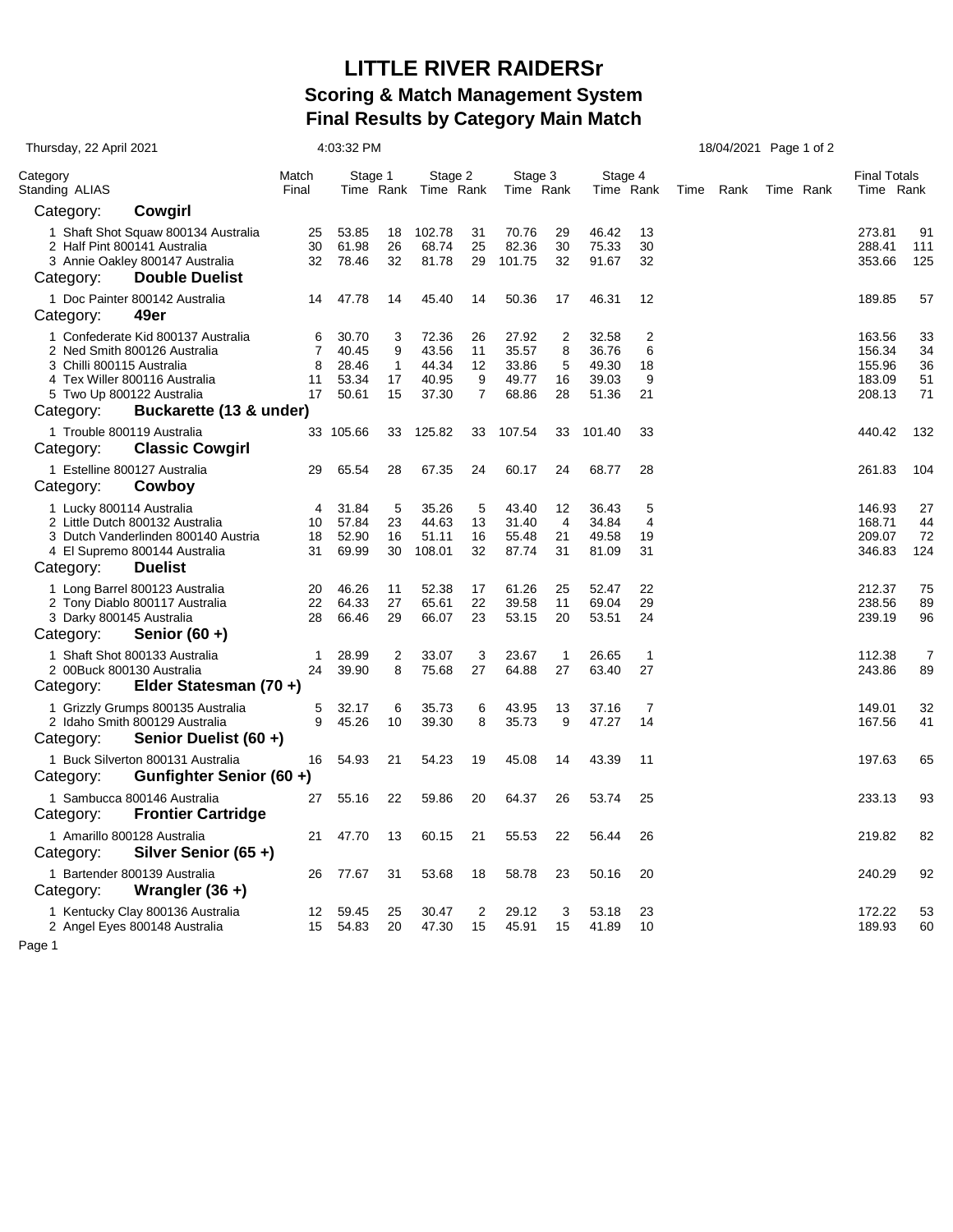# LITTLE RIVER RAIDERSr

## Scoring & Match Management System

## Final Results by Category Main Match

Thursday, 22 April 2021 4:03:32 PM 18/04/2021

| Category Standing ALIAS | Match Final | Stage 1 Time | Stage 1 Rank | Stage 2 Time | Stage 2 Rank | Stage 3 Time | Stage 3 Rank | Stage 4 Time | Stage 4 Rank | Time | Rank | Time | Rank | Final Totals Time | Final Totals Rank |
|---|---|---|---|---|---|---|---|---|---|---|---|---|---|---|---|
| **Category: Cowgirl** | | | | | | | | | | | | | | | |
| 1 Shaft Shot Squaw 800134 Australia | 25 | 53.85 | 18 | 102.78 | 31 | 70.76 | 29 | 46.42 | 13 | | | | | 273.81 | 91 |
| 2 Half Pint 800141 Australia | 30 | 61.98 | 26 | 68.74 | 25 | 82.36 | 30 | 75.33 | 30 | | | | | 288.41 | 111 |
| 3 Annie Oakley 800147 Australia | 32 | 78.46 | 32 | 81.78 | 29 | 101.75 | 32 | 91.67 | 32 | | | | | 353.66 | 125 |
| **Category: Double Duelist** | | | | | | | | | | | | | | | |
| 1 Doc Painter 800142 Australia | 14 | 47.78 | 14 | 45.40 | 14 | 50.36 | 17 | 46.31 | 12 | | | | | 189.85 | 57 |
| **Category: 49er** | | | | | | | | | | | | | | | |
| 1 Confederate Kid 800137 Australia | 6 | 30.70 | 3 | 72.36 | 26 | 27.92 | 2 | 32.58 | 2 | | | | | 163.56 | 33 |
| 2 Ned Smith 800126 Australia | 7 | 40.45 | 9 | 43.56 | 11 | 35.57 | 8 | 36.76 | 6 | | | | | 156.34 | 34 |
| 3 Chilli 800115 Australia | 8 | 28.46 | 1 | 44.34 | 12 | 33.86 | 5 | 49.30 | 18 | | | | | 155.96 | 36 |
| 4 Tex Willer 800116 Australia | 11 | 53.34 | 17 | 40.95 | 9 | 49.77 | 16 | 39.03 | 9 | | | | | 183.09 | 51 |
| 5 Two Up 800122 Australia | 17 | 50.61 | 15 | 37.30 | 7 | 68.86 | 28 | 51.36 | 21 | | | | | 208.13 | 71 |
| **Category: Buckarette (13 & under)** | | | | | | | | | | | | | | | |
| 1 Trouble 800119 Australia | 33 | 105.66 | 33 | 125.82 | 33 | 107.54 | 33 | 101.40 | 33 | | | | | 440.42 | 132 |
| **Category: Classic Cowgirl** | | | | | | | | | | | | | | | |
| 1 Estelline 800127 Australia | 29 | 65.54 | 28 | 67.35 | 24 | 60.17 | 24 | 68.77 | 28 | | | | | 261.83 | 104 |
| **Category: Cowboy** | | | | | | | | | | | | | | | |
| 1 Lucky 800114 Australia | 4 | 31.84 | 5 | 35.26 | 5 | 43.40 | 12 | 36.43 | 5 | | | | | 146.93 | 27 |
| 2 Little Dutch 800132 Australia | 10 | 57.84 | 23 | 44.63 | 13 | 31.40 | 4 | 34.84 | 4 | | | | | 168.71 | 44 |
| 3 Dutch Vanderlinden 800140 Austria | 18 | 52.90 | 16 | 51.11 | 16 | 55.48 | 21 | 49.58 | 19 | | | | | 209.07 | 72 |
| 4 El Supremo 800144 Australia | 31 | 69.99 | 30 | 108.01 | 32 | 87.74 | 31 | 81.09 | 31 | | | | | 346.83 | 124 |
| **Category: Duelist** | | | | | | | | | | | | | | | |
| 1 Long Barrel 800123 Australia | 20 | 46.26 | 11 | 52.38 | 17 | 61.26 | 25 | 52.47 | 22 | | | | | 212.37 | 75 |
| 2 Tony Diablo 800117 Australia | 22 | 64.33 | 27 | 65.61 | 22 | 39.58 | 11 | 69.04 | 29 | | | | | 238.56 | 89 |
| 3 Darky 800145 Australia | 28 | 66.46 | 29 | 66.07 | 23 | 53.15 | 20 | 53.51 | 24 | | | | | 239.19 | 96 |
| **Category: Senior (60 +)** | | | | | | | | | | | | | | | |
| 1 Shaft Shot 800133 Australia | 1 | 28.99 | 2 | 33.07 | 3 | 23.67 | 1 | 26.65 | 1 | | | | | 112.38 | 7 |
| 2 00Buck 800130 Australia | 24 | 39.90 | 8 | 75.68 | 27 | 64.88 | 27 | 63.40 | 27 | | | | | 243.86 | 89 |
| **Category: Elder Statesman (70 +)** | | | | | | | | | | | | | | | |
| 1 Grizzly Grumps 800135 Australia | 5 | 32.17 | 6 | 35.73 | 6 | 43.95 | 13 | 37.16 | 7 | | | | | 149.01 | 32 |
| 2 Idaho Smith 800129 Australia | 9 | 45.26 | 10 | 39.30 | 8 | 35.73 | 9 | 47.27 | 14 | | | | | 167.56 | 41 |
| **Category: Senior Duelist (60 +)** | | | | | | | | | | | | | | | |
| 1 Buck Silverton 800131 Australia | 16 | 54.93 | 21 | 54.23 | 19 | 45.08 | 14 | 43.39 | 11 | | | | | 197.63 | 65 |
| **Category: Gunfighter Senior (60 +)** | | | | | | | | | | | | | | | |
| 1 Sambucca 800146 Australia | 27 | 55.16 | 22 | 59.86 | 20 | 64.37 | 26 | 53.74 | 25 | | | | | 233.13 | 93 |
| **Category: Frontier Cartridge** | | | | | | | | | | | | | | | |
| 1 Amarillo 800128 Australia | 21 | 47.70 | 13 | 60.15 | 21 | 55.53 | 22 | 56.44 | 26 | | | | | 219.82 | 82 |
| **Category: Silver Senior (65 +)** | | | | | | | | | | | | | | | |
| 1 Bartender 800139 Australia | 26 | 77.67 | 31 | 53.68 | 18 | 58.78 | 23 | 50.16 | 20 | | | | | 240.29 | 92 |
| **Category: Wrangler (36 +)** | | | | | | | | | | | | | | | |
| 1 Kentucky Clay 800136 Australia | 12 | 59.45 | 25 | 30.47 | 2 | 29.12 | 3 | 53.18 | 23 | | | | | 172.22 | 53 |
| 2 Angel Eyes 800148 Australia | 15 | 54.83 | 20 | 47.30 | 15 | 45.91 | 15 | 41.89 | 10 | | | | | 189.93 | 60 |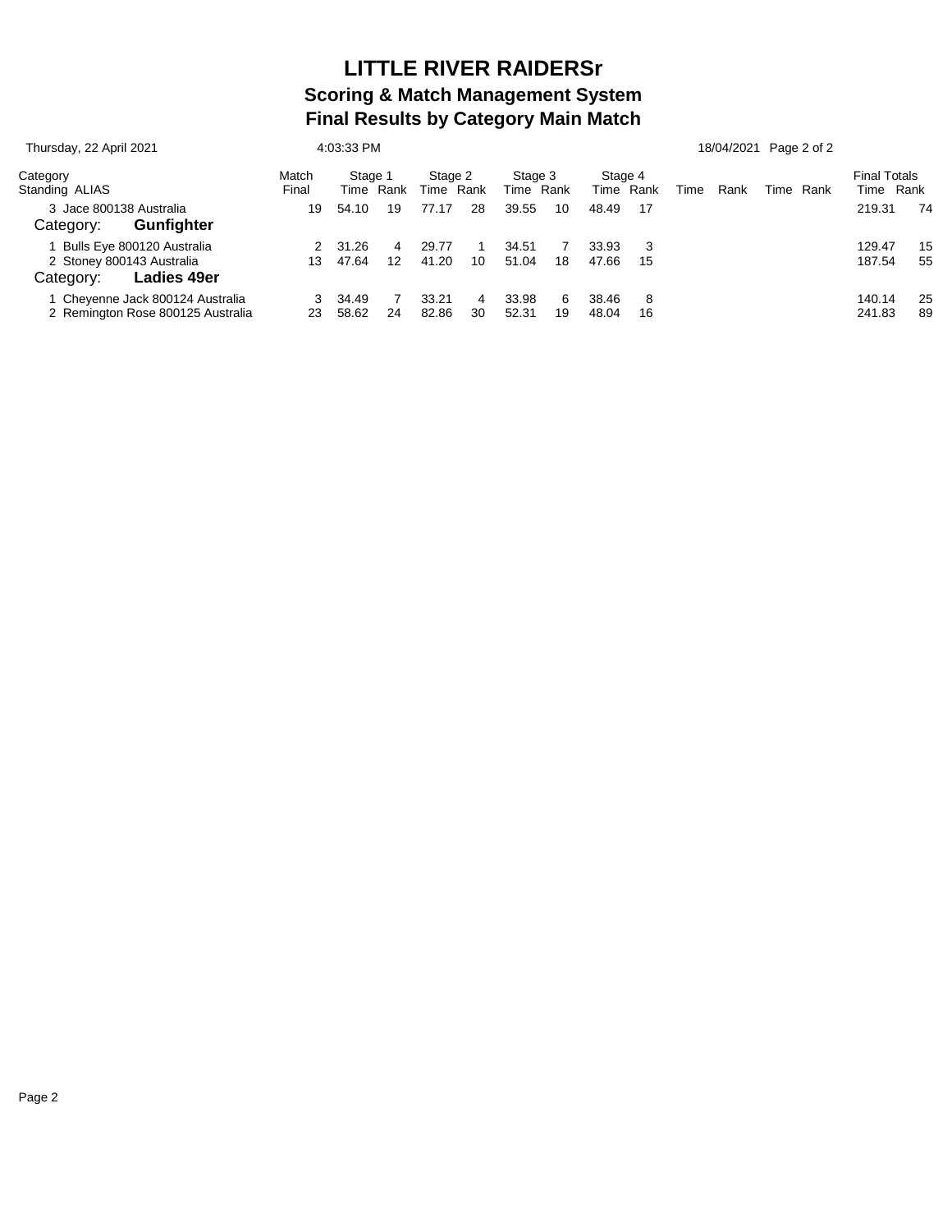# LITTLE RIVER RAIDERSr

## Scoring & Match Management System

## Final Results by Category Main Match

Thursday, 22 April 2021 4:03:33 PM 18/04/2021

| Category Standing ALIAS | Match Final | Stage 1 Time | Stage 1 Rank | Stage 2 Time | Stage 2 Rank | Stage 3 Time | Stage 3 Rank | Stage 4 Time | Stage 4 Rank | Time | Rank | Time | Rank | Final Totals Time | Final Totals Rank |
|---|---|---|---|---|---|---|---|---|---|---|---|---|---|---|---|
| 3 Jace 800138 Australia | 19 | 54.10 | 19 | 77.17 | 28 | 39.55 | 10 | 48.49 | 17 | | | | | 219.31 | 74 |
| Category: **Gunfighter** | | | | | | | | | | | | | | | |
| 1 Bulls Eye 800120 Australia | 2 | 31.26 | 4 | 29.77 | 1 | 34.51 | 7 | 33.93 | 3 | | | | | 129.47 | 15 |
| 2 Stoney 800143 Australia | 13 | 47.64 | 12 | 41.20 | 10 | 51.04 | 18 | 47.66 | 15 | | | | | 187.54 | 55 |
| Category: **Ladies 49er** | | | | | | | | | | | | | | | |
| 1 Cheyenne Jack 800124 Australia | 3 | 34.49 | 7 | 33.21 | 4 | 33.98 | 6 | 38.46 | 8 | | | | | 140.14 | 25 |
| 2 Remington Rose 800125 Australia | 23 | 58.62 | 24 | 82.86 | 30 | 52.31 | 19 | 48.04 | 16 | | | | | 241.83 | 89 |